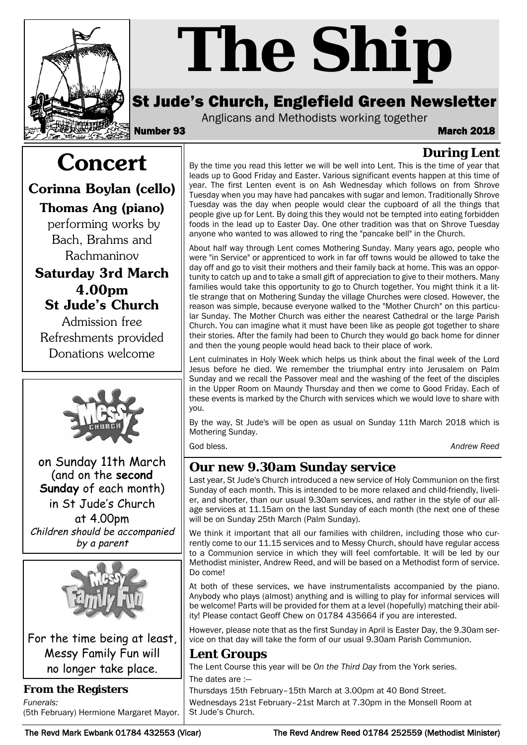# The Ship

## St Jude's Church, Englefield Green Newsletter

Anglicans and Methodists working together

**Number 93** **March 2018**

## Concert

**Corinna Boylan (cello)**

**Thomas Ang (piano)**

performing works by Bach, Brahms and Rachmaninov

**Saturday 3rd March**
**4.00pm**
**St Jude's Church**

Admission free
Refreshments provided
Donations welcome

---

on Sunday 11th March (and on the **second Sunday** of each month) in St Jude's Church at 4.00pm

*Children should be accompanied by a parent*

---

For the time being at least, Messy Family Fun will no longer take place.

---

### From the Registers

*Funerals:*
(5th February) Hermione Margaret Mayor.

## During Lent

By the time you read this letter we will be well into Lent. This is the time of year that leads up to Good Friday and Easter. Various significant events happen at this time of year. The first Lenten event is on Ash Wednesday which follows on from Shrove Tuesday when you may have had pancakes with sugar and lemon. Traditionally Shrove Tuesday was the day when people would clear the cupboard of all the things that people give up for Lent. By doing this they would not be tempted into eating forbidden foods in the lead up to Easter Day. One other tradition was that on Shrove Tuesday anyone who wanted to was allowed to ring the "pancake bell" in the Church.

About half way through Lent comes Mothering Sunday. Many years ago, people who were "in Service" or apprenticed to work in far off towns would be allowed to take the day off and go to visit their mothers and their family back at home. This was an opportunity to catch up and to take a small gift of appreciation to give to their mothers. Many families would take this opportunity to go to Church together. You might think it a little strange that on Mothering Sunday the village Churches were closed. However, the reason was simple, because everyone walked to the "Mother Church" on this particular Sunday. The Mother Church was either the nearest Cathedral or the large Parish Church. You can imagine what it must have been like as people got together to share their stories. After the family had been to Church they would go back home for dinner and then the young people would head back to their place of work.

Lent culminates in Holy Week which helps us think about the final week of the Lord Jesus before he died. We remember the triumphal entry into Jerusalem on Palm Sunday and we recall the Passover meal and the washing of the feet of the disciples in the Upper Room on Maundy Thursday and then we come to Good Friday. Each of these events is marked by the Church with services which we would love to share with you.

By the way, St Jude's will be open as usual on Sunday 11th March 2018 which is Mothering Sunday.

God bless.

*Andrew Reed*

## Our new 9.30am Sunday service

Last year, St Jude's Church introduced a new service of Holy Communion on the first Sunday of each month. This is intended to be more relaxed and child-friendly, livelier, and shorter, than our usual 9.30am services, and rather in the style of our all-age services at 11.15am on the last Sunday of each month (the next one of these will be on Sunday 25th March (Palm Sunday).

We think it important that all our families with children, including those who currently come to our 11.15 services and to Messy Church, should have regular access to a Communion service in which they will feel comfortable. It will be led by our Methodist minister, Andrew Reed, and will be based on a Methodist form of service. Do come!

At both of these services, we have instrumentalists accompanied by the piano. Anybody who plays (almost) anything and is willing to play for informal services will be welcome! Parts will be provided for them at a level (hopefully) matching their ability! Please contact Geoff Chew on 01784 435664 if you are interested.

However, please note that as the first Sunday in April is Easter Day, the 9.30am service on that day will take the form of our usual 9.30am Parish Communion.

## Lent Groups

The Lent Course this year will be *On the Third Day* from the York series.

The dates are :—

Thursdays 15th February–15th March at 3.00pm at 40 Bond Street.

Wednesdays 21st February–21st March at 7.30pm in the Monsell Room at St Jude's Church.

The Revd Mark Ewbank 01784 432553 (Vicar) The Revd Andrew Reed 01784 252559 (Methodist Minister)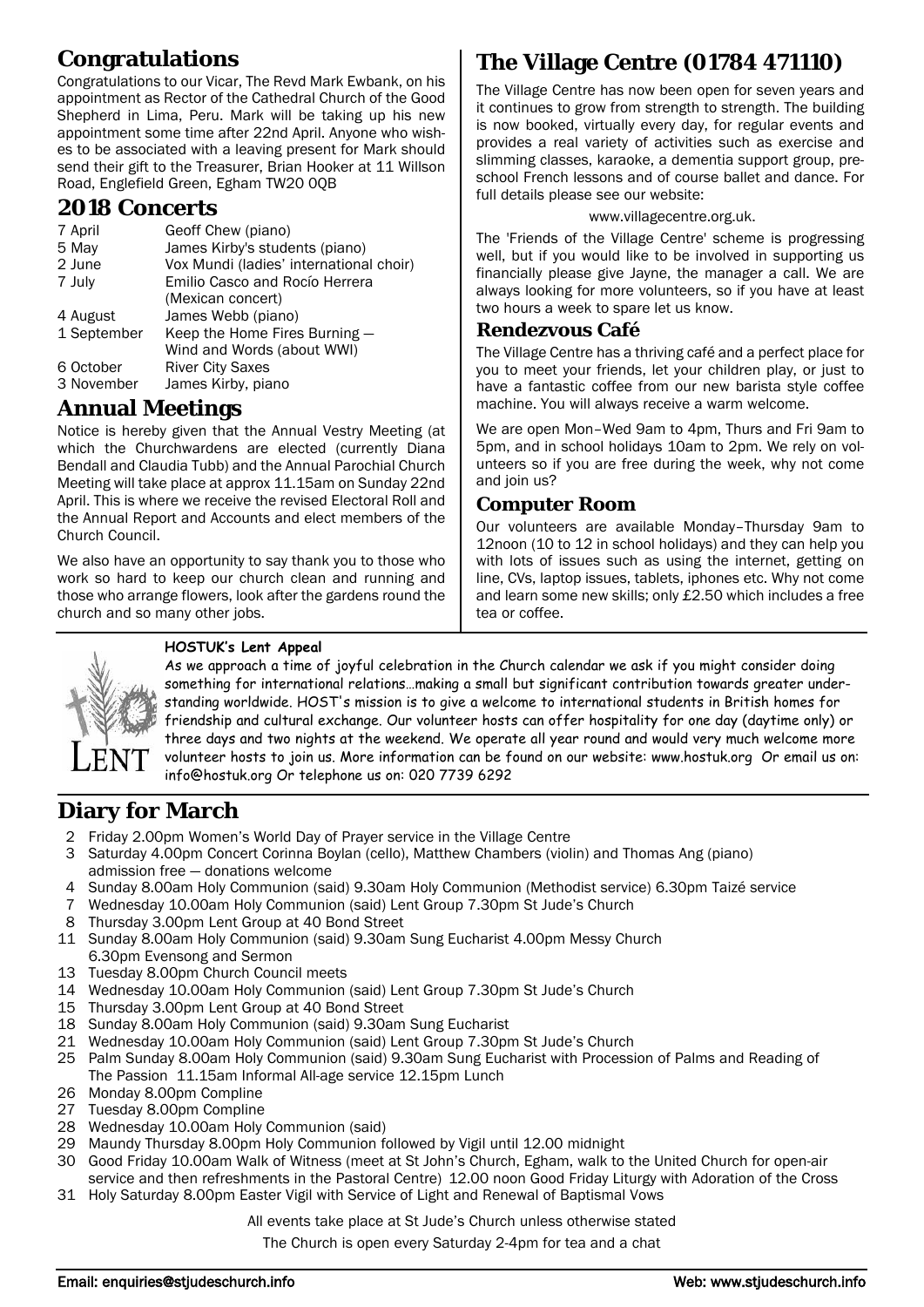## Congratulations

Congratulations to our Vicar, The Revd Mark Ewbank, on his appointment as Rector of the Cathedral Church of the Good Shepherd in Lima, Peru. Mark will be taking up his new appointment some time after 22nd April. Anyone who wishes to be associated with a leaving present for Mark should send their gift to the Treasurer, Brian Hooker at 11 Willson Road, Englefield Green, Egham TW20 0QB

## 2018 Concerts

| | |
|---|---|
| 7 April | Geoff Chew (piano) |
| 5 May | James Kirby's students (piano) |
| 2 June | Vox Mundi (ladies' international choir) |
| 7 July | Emilio Casco and Rocío Herrera (Mexican concert) |
| 4 August | James Webb (piano) |
| 1 September | Keep the Home Fires Burning — Wind and Words (about WWI) |
| 6 October | River City Saxes |
| 3 November | James Kirby, piano |

## Annual Meetings

Notice is hereby given that the Annual Vestry Meeting (at which the Churchwardens are elected (currently Diana Bendall and Claudia Tubb) and the Annual Parochial Church Meeting will take place at approx 11.15am on Sunday 22nd April. This is where we receive the revised Electoral Roll and the Annual Report and Accounts and elect members of the Church Council.

We also have an opportunity to say thank you to those who work so hard to keep our church clean and running and those who arrange flowers, look after the gardens round the church and so many other jobs.

## The Village Centre (01784 471110)

The Village Centre has now been open for seven years and it continues to grow from strength to strength. The building is now booked, virtually every day, for regular events and provides a real variety of activities such as exercise and slimming classes, karaoke, a dementia support group, pre-school French lessons and of course ballet and dance. For full details please see our website:

www.villagecentre.org.uk.

The 'Friends of the Village Centre' scheme is progressing well, but if you would like to be involved in supporting us financially please give Jayne, the manager a call. We are always looking for more volunteers, so if you have at least two hours a week to spare let us know.

### Rendezvous Café

The Village Centre has a thriving café and a perfect place for you to meet your friends, let your children play, or just to have a fantastic coffee from our new barista style coffee machine. You will always receive a warm welcome.

We are open Mon–Wed 9am to 4pm, Thurs and Fri 9am to 5pm, and in school holidays 10am to 2pm. We rely on volunteers so if you are free during the week, why not come and join us?

### Computer Room

Our volunteers are available Monday–Thursday 9am to 12noon (10 to 12 in school holidays) and they can help you with lots of issues such as using the internet, getting on line, CVs, laptop issues, tablets, iphones etc. Why not come and learn some new skills; only £2.50 which includes a free tea or coffee.

LENT

**HOSTUK's Lent Appeal**

As we approach a time of joyful celebration in the Church calendar we ask if you might consider doing something for international relations…making a small but significant contribution towards greater understanding worldwide. HOST's mission is to give a welcome to international students in British homes for friendship and cultural exchange. Our volunteer hosts can offer hospitality for one day (daytime only) or three days and two nights at the weekend. We operate all year round and would very much welcome more volunteer hosts to join us. More information can be found on our website: www.hostuk.org Or email us on: info@hostuk.org Or telephone us on: 020 7739 6292

## Diary for March

2 Friday 2.00pm Women's World Day of Prayer service in the Village Centre
3 Saturday 4.00pm Concert Corinna Boylan (cello), Matthew Chambers (violin) and Thomas Ang (piano) admission free — donations welcome
4 Sunday 8.00am Holy Communion (said) 9.30am Holy Communion (Methodist service) 6.30pm Taizé service
7 Wednesday 10.00am Holy Communion (said) Lent Group 7.30pm St Jude's Church
8 Thursday 3.00pm Lent Group at 40 Bond Street
11 Sunday 8.00am Holy Communion (said) 9.30am Sung Eucharist 4.00pm Messy Church 6.30pm Evensong and Sermon
13 Tuesday 8.00pm Church Council meets
14 Wednesday 10.00am Holy Communion (said) Lent Group 7.30pm St Jude's Church
15 Thursday 3.00pm Lent Group at 40 Bond Street
18 Sunday 8.00am Holy Communion (said) 9.30am Sung Eucharist
21 Wednesday 10.00am Holy Communion (said) Lent Group 7.30pm St Jude's Church
25 Palm Sunday 8.00am Holy Communion (said) 9.30am Sung Eucharist with Procession of Palms and Reading of The Passion 11.15am Informal All-age service 12.15pm Lunch
26 Monday 8.00pm Compline
27 Tuesday 8.00pm Compline
28 Wednesday 10.00am Holy Communion (said)
29 Maundy Thursday 8.00pm Holy Communion followed by Vigil until 12.00 midnight
30 Good Friday 10.00am Walk of Witness (meet at St John's Church, Egham, walk to the United Church for open-air service and then refreshments in the Pastoral Centre) 12.00 noon Good Friday Liturgy with Adoration of the Cross
31 Holy Saturday 8.00pm Easter Vigil with Service of Light and Renewal of Baptismal Vows

All events take place at St Jude's Church unless otherwise stated

The Church is open every Saturday 2-4pm for tea and a chat

Email: enquiries@stjudeschurch.info Web: www.stjudeschurch.info